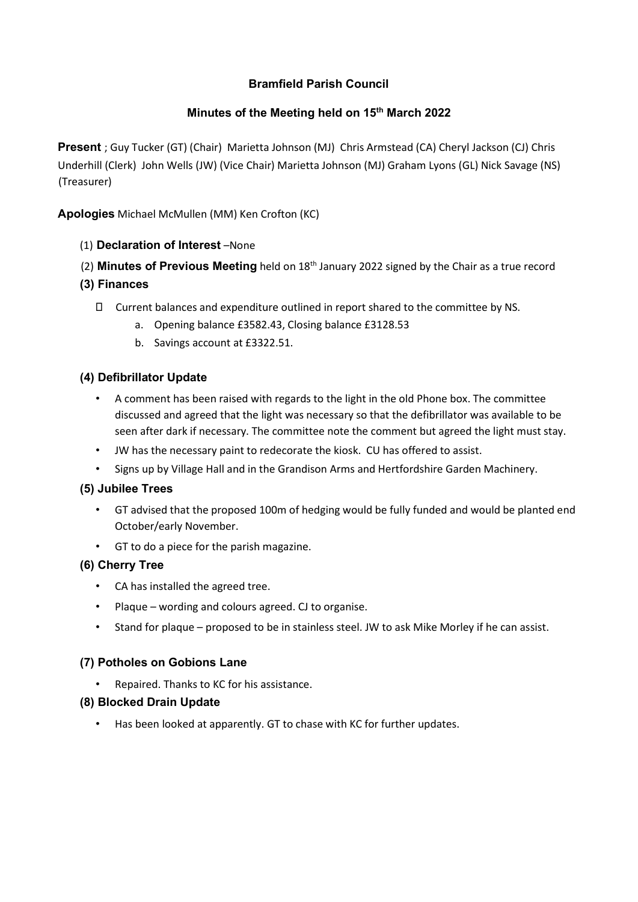# Bramfield Parish Council

## Minutes of the Meeting held on 15th March 2022

**Present** ; Guy Tucker (GT) (Chair) Marietta Johnson (MJ) Chris Armstead (CA) Cheryl Jackson (CJ) Chris Underhill (Clerk) John Wells (JW) (Vice Chair) Marietta Johnson (MJ) Graham Lyons (GL) Nick Savage (NS) (Treasurer)

**Apologies** Michael McMullen (MM) Ken Crofton (KC)

(1) **Declaration of Interest** –None

(2) **Minutes of Previous Meeting** held on 18th January 2022 signed by the Chair as a true record

### (3) Finances

- Current balances and expenditure outlined in report shared to the committee by NS.
  a. Opening balance £3582.43, Closing balance £3128.53
  b. Savings account at £3322.51.

### (4) Defibrillator Update

- A comment has been raised with regards to the light in the old Phone box. The committee discussed and agreed that the light was necessary so that the defibrillator was available to be seen after dark if necessary. The committee note the comment but agreed the light must stay.
- JW has the necessary paint to redecorate the kiosk. CU has offered to assist.
- Signs up by Village Hall and in the Grandison Arms and Hertfordshire Garden Machinery.

### (5) Jubilee Trees

- GT advised that the proposed 100m of hedging would be fully funded and would be planted end October/early November.
- GT to do a piece for the parish magazine.

### (6) Cherry Tree

- CA has installed the agreed tree.
- Plaque – wording and colours agreed. CJ to organise.
- Stand for plaque – proposed to be in stainless steel. JW to ask Mike Morley if he can assist.

### (7) Potholes on Gobions Lane

- Repaired. Thanks to KC for his assistance.

### (8) Blocked Drain Update

- Has been looked at apparently. GT to chase with KC for further updates.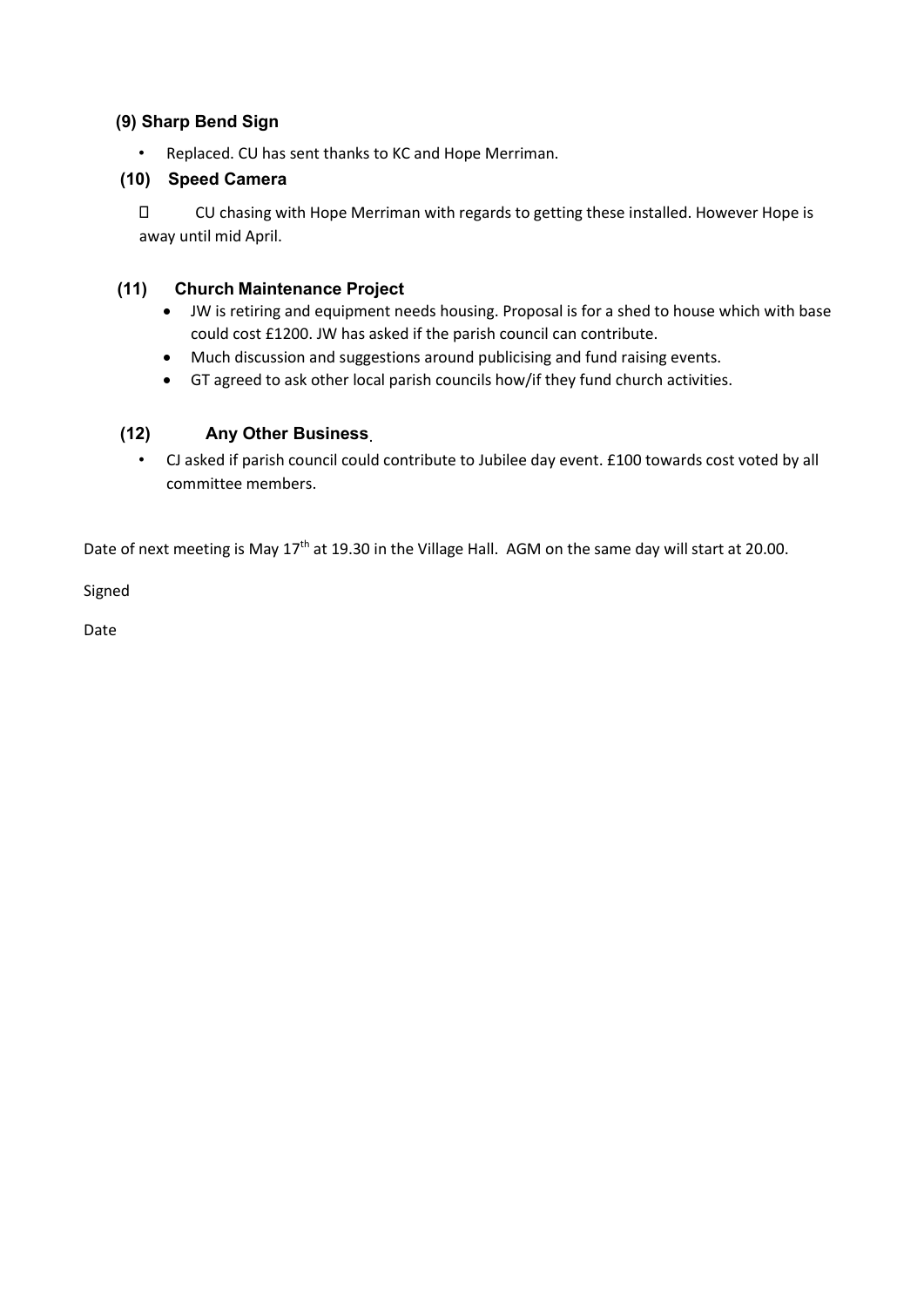### (9) Sharp Bend Sign

- Replaced. CU has sent thanks to KC and Hope Merriman.

### (10) Speed Camera

- CU chasing with Hope Merriman with regards to getting these installed. However Hope is away until mid April.

### (11) Church Maintenance Project

- JW is retiring and equipment needs housing. Proposal is for a shed to house which with base could cost £1200. JW has asked if the parish council can contribute.
- Much discussion and suggestions around publicising and fund raising events.
- GT agreed to ask other local parish councils how/if they fund church activities.

### (12) Any Other Business

- CJ asked if parish council could contribute to Jubilee day event. £100 towards cost voted by all committee members.

Date of next meeting is May 17th at 19.30 in the Village Hall. AGM on the same day will start at 20.00.

Signed

Date